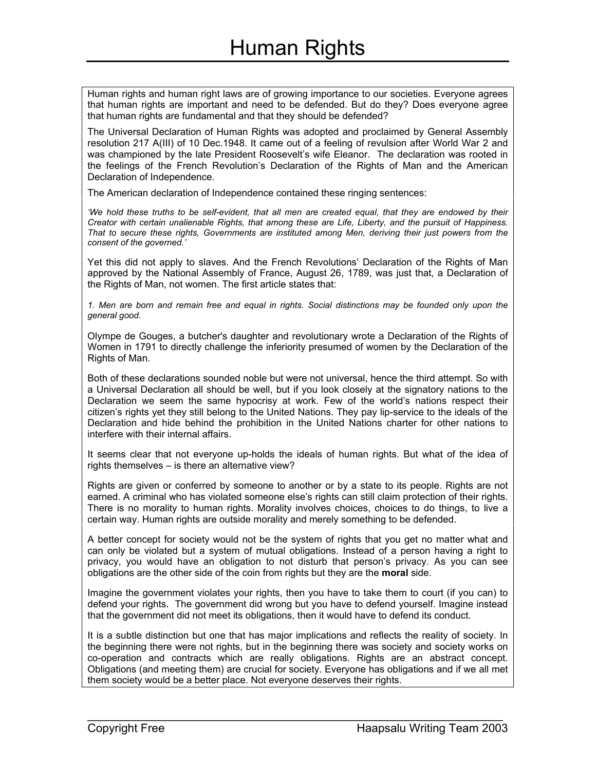# Human Rights

Human rights and human right laws are of growing importance to our societies. Everyone agrees that human rights are important and need to be defended. But do they? Does everyone agree that human rights are fundamental and that they should be defended?

The Universal Declaration of Human Rights was adopted and proclaimed by General Assembly resolution 217 A(III) of 10 Dec.1948. It came out of a feeling of revulsion after World War 2 and was championed by the late President Roosevelt's wife Eleanor. The declaration was rooted in the feelings of the French Revolution's Declaration of the Rights of Man and the American Declaration of Independence.

The American declaration of Independence contained these ringing sentences:

*'We hold these truths to be self-evident, that all men are created equal, that they are endowed by their Creator with certain unalienable Rights, that among these are Life, Liberty, and the pursuit of Happiness. That to secure these rights, Governments are instituted among Men, deriving their just powers from the consent of the governed.'*

Yet this did not apply to slaves. And the French Revolutions' Declaration of the Rights of Man approved by the National Assembly of France, August 26, 1789, was just that, a Declaration of the Rights of Man, not women. The first article states that:

*1. Men are born and remain free and equal in rights. Social distinctions may be founded only upon the general good.*

Olympe de Gouges, a butcher's daughter and revolutionary wrote a Declaration of the Rights of Women in 1791 to directly challenge the inferiority presumed of women by the Declaration of the Rights of Man.

Both of these declarations sounded noble but were not universal, hence the third attempt. So with a Universal Declaration all should be well, but if you look closely at the signatory nations to the Declaration we seem the same hypocrisy at work. Few of the world's nations respect their citizen's rights yet they still belong to the United Nations. They pay lip-service to the ideals of the Declaration and hide behind the prohibition in the United Nations charter for other nations to interfere with their internal affairs.

It seems clear that not everyone up-holds the ideals of human rights. But what of the idea of rights themselves – is there an alternative view?

Rights are given or conferred by someone to another or by a state to its people. Rights are not earned. A criminal who has violated someone else's rights can still claim protection of their rights. There is no morality to human rights. Morality involves choices, choices to do things, to live a certain way. Human rights are outside morality and merely something to be defended.

A better concept for society would not be the system of rights that you get no matter what and can only be violated but a system of mutual obligations. Instead of a person having a right to privacy, you would have an obligation to not disturb that person's privacy. As you can see obligations are the other side of the coin from rights but they are the **moral** side.

Imagine the government violates your rights, then you have to take them to court (if you can) to defend your rights. The government did wrong but you have to defend yourself. Imagine instead that the government did not meet its obligations, then it would have to defend its conduct.

It is a subtle distinction but one that has major implications and reflects the reality of society. In the beginning there were not rights, but in the beginning there was society and society works on co-operation and contracts which are really obligations. Rights are an abstract concept. Obligations (and meeting them) are crucial for society. Everyone has obligations and if we all met them society would be a better place. Not everyone deserves their rights.

Copyright Free — Haapsalu Writing Team 2003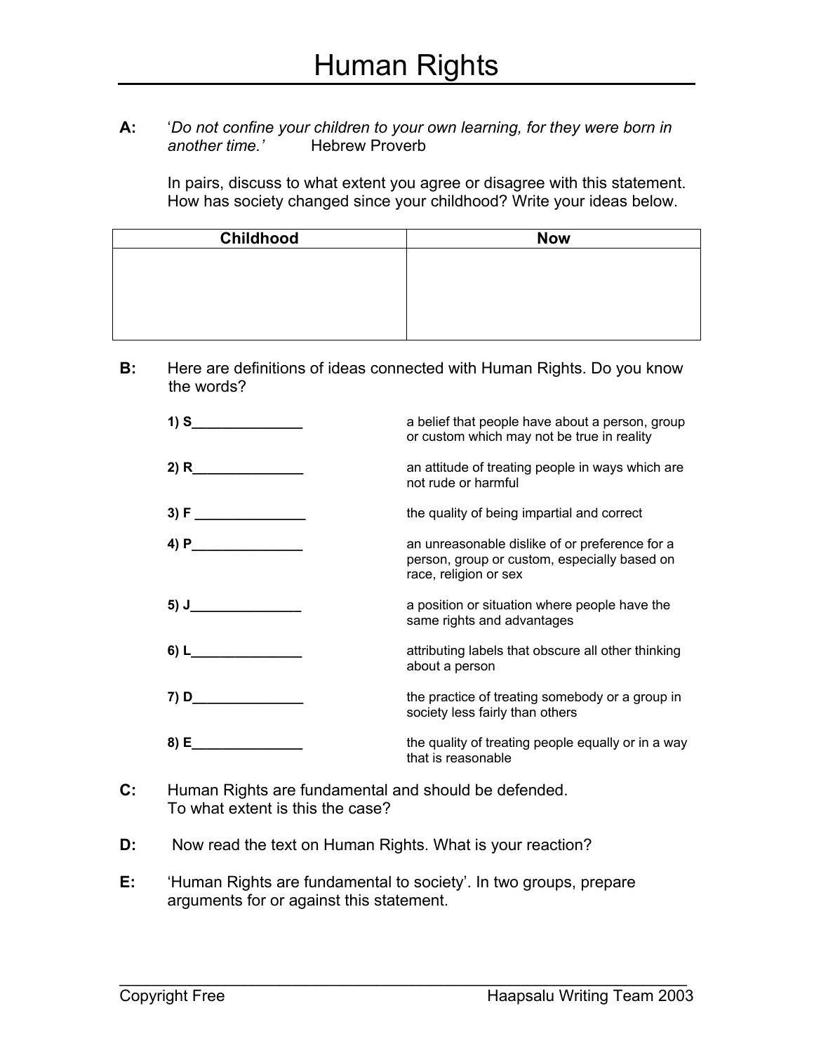# Human Rights

**A:** '*Do not confine your children to your own learning, for they were born in another time.'* Hebrew Proverb

In pairs, discuss to what extent you agree or disagree with this statement. How has society changed since your childhood? Write your ideas below.

| Childhood | Now |
|---|---|
| | |

**B:** Here are definitions of ideas connected with Human Rights. Do you know the words?

| | |
|---|---|
| **1) S_______________** | a belief that people have about a person, group or custom which may not be true in reality |
| **2) R_______________** | an attitude of treating people in ways which are not rude or harmful |
| **3) F _______________** | the quality of being impartial and correct |
| **4) P_______________** | an unreasonable dislike of or preference for a person, group or custom, especially based on race, religion or sex |
| **5) J_______________** | a position or situation where people have the same rights and advantages |
| **6) L_______________** | attributing labels that obscure all other thinking about a person |
| **7) D_______________** | the practice of treating somebody or a group in society less fairly than others |
| **8) E_______________** | the quality of treating people equally or in a way that is reasonable |

**C:** Human Rights are fundamental and should be defended. To what extent is this the case?

**D:** Now read the text on Human Rights. What is your reaction?

**E:** 'Human Rights are fundamental to society'. In two groups, prepare arguments for or against this statement.

Copyright Free　　　　Haapsalu Writing Team 2003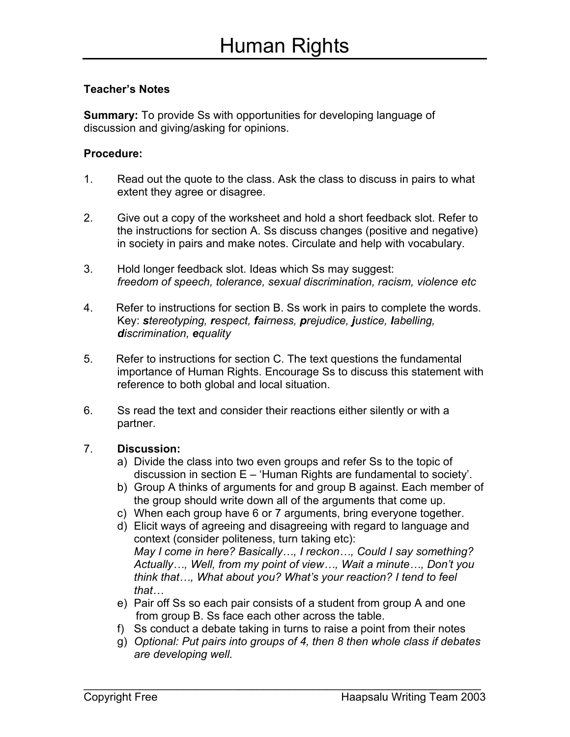# Human Rights

**Teacher's Notes**

**Summary:** To provide Ss with opportunities for developing language of discussion and giving/asking for opinions.

**Procedure:**

1. Read out the quote to the class. Ask the class to discuss in pairs to what extent they agree or disagree.

2. Give out a copy of the worksheet and hold a short feedback slot. Refer to the instructions for section A. Ss discuss changes (positive and negative) in society in pairs and make notes. Circulate and help with vocabulary.

3. Hold longer feedback slot. Ideas which Ss may suggest:
   *freedom of speech, tolerance, sexual discrimination, racism, violence etc*

4. Refer to instructions for section B. Ss work in pairs to complete the words.
   Key: ***s****tereotyping,* ***r****espect,* ***f****airness,* ***p****rejudice,* ***j****ustice,* ***l****abelling,* ***d****iscrimination,* ***e****quality*

5. Refer to instructions for section C. The text questions the fundamental importance of Human Rights. Encourage Ss to discuss this statement with reference to both global and local situation.

6. Ss read the text and consider their reactions either silently or with a partner.

7. **Discussion:**
   a) Divide the class into two even groups and refer Ss to the topic of discussion in section E – 'Human Rights are fundamental to society'.
   b) Group A thinks of arguments for and group B against. Each member of the group should write down all of the arguments that come up.
   c) When each group have 6 or 7 arguments, bring everyone together.
   d) Elicit ways of agreeing and disagreeing with regard to language and context (consider politeness, turn taking etc):
      *May I come in here? Basically…, I reckon…, Could I say something? Actually…, Well, from my point of view…, Wait a minute…, Don't you think that…, What about you? What's your reaction? I tend to feel that…*
   e) Pair off Ss so each pair consists of a student from group A and one from group B. Ss face each other across the table.
   f) Ss conduct a debate taking in turns to raise a point from their notes
   g) *Optional: Put pairs into groups of 4, then 8 then whole class if debates are developing well.*

Copyright Free — Haapsalu Writing Team 2003